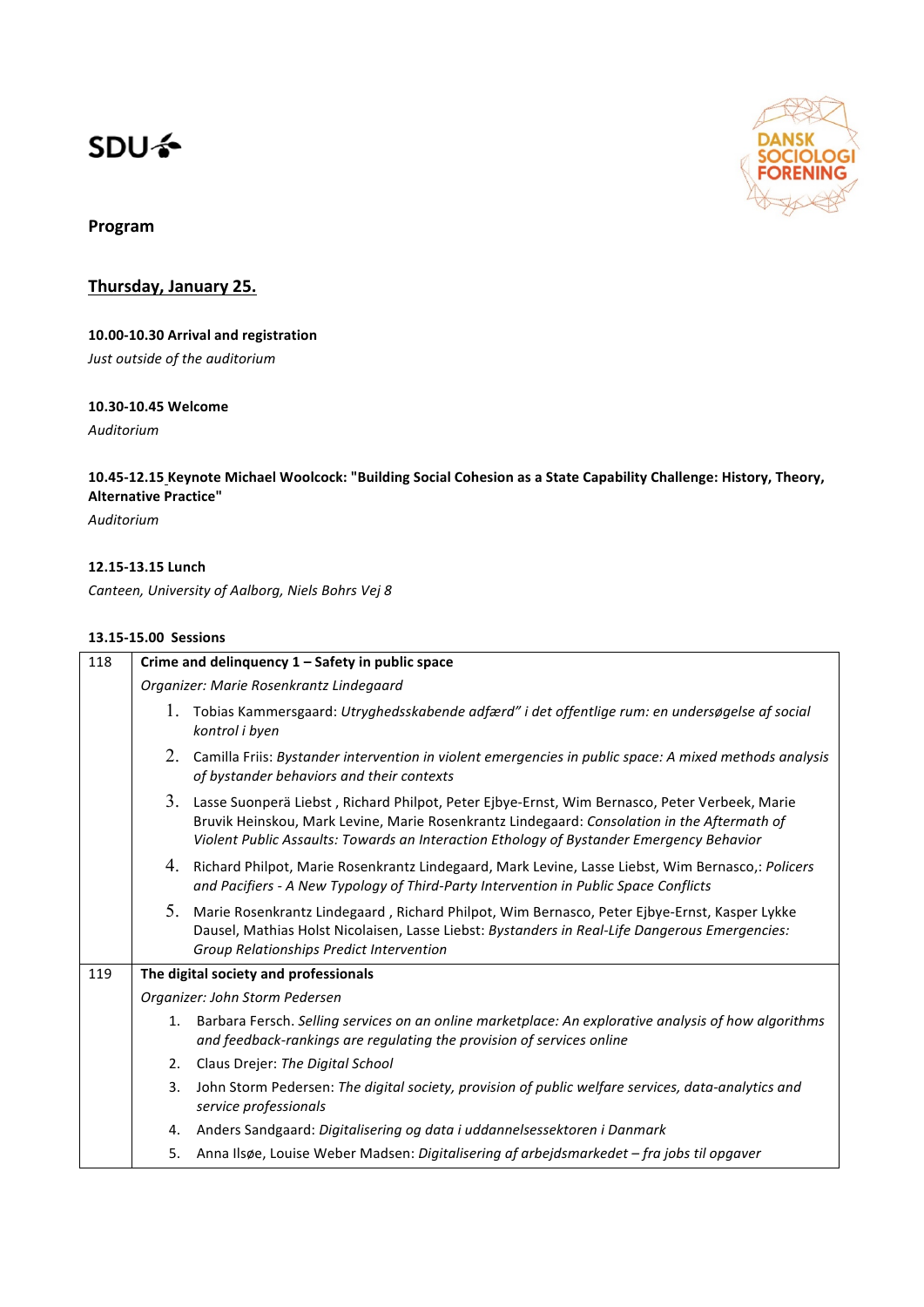SDU

DANSK SOCIOLOGI FORENING

## Program

### Thursday, January 25.

**10.00-10.30 Arrival and registration**

*Just outside of the auditorium*

**10.30-10.45 Welcome**

*Auditorium*

**10.45-12.15 Keynote Michael Woolcock: "Building Social Cohesion as a State Capability Challenge: History, Theory, Alternative Practice"**

*Auditorium*

**12.15-13.15 Lunch**

*Canteen, University of Aalborg, Niels Bohrs Vej 8*

**13.15-15.00 Sessions**

| | |
|---|---|
| 118 | **Crime and delinquency 1 – Safety in public space** |
| | *Organizer: Marie Rosenkrantz Lindegaard* |
| | 1. Tobias Kammersgaard: *Utryghedsskabende adfærd" i det offentlige rum: en undersøgelse af social kontrol i byen* |
| | 2. Camilla Friis: *Bystander intervention in violent emergencies in public space: A mixed methods analysis of bystander behaviors and their contexts* |
| | 3. Lasse Suonperä Liebst , Richard Philpot, Peter Ejbye-Ernst, Wim Bernasco, Peter Verbeek, Marie Bruvik Heinskou, Mark Levine, Marie Rosenkrantz Lindegaard: *Consolation in the Aftermath of Violent Public Assaults: Towards an Interaction Ethology of Bystander Emergency Behavior* |
| | 4. Richard Philpot, Marie Rosenkrantz Lindegaard, Mark Levine, Lasse Liebst, Wim Bernasco,: *Policers and Pacifiers - A New Typology of Third-Party Intervention in Public Space Conflicts* |
| | 5. Marie Rosenkrantz Lindegaard , Richard Philpot, Wim Bernasco, Peter Ejbye-Ernst, Kasper Lykke Dausel, Mathias Holst Nicolaisen, Lasse Liebst: *Bystanders in Real-Life Dangerous Emergencies: Group Relationships Predict Intervention* |
| 119 | **The digital society and professionals** |
| | *Organizer: John Storm Pedersen* |
| | 1. Barbara Fersch. *Selling services on an online marketplace: An explorative analysis of how algorithms and feedback-rankings are regulating the provision of services online* |
| | 2. Claus Drejer: *The Digital School* |
| | 3. John Storm Pedersen: *The digital society, provision of public welfare services, data-analytics and service professionals* |
| | 4. Anders Sandgaard: *Digitalisering og data i uddannelsessektoren i Danmark* |
| | 5. Anna Ilsøe, Louise Weber Madsen: *Digitalisering af arbejdsmarkedet – fra jobs til opgaver* |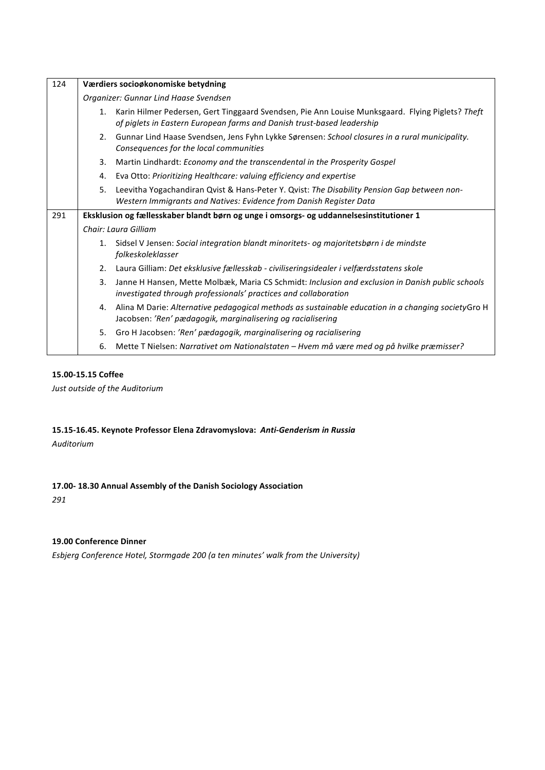| 124 | **Værdiers socioøkonomiske betydning** |
|---|---|
| | *Organizer: Gunnar Lind Haase Svendsen* |
| | 1. Karin Hilmer Pedersen, Gert Tinggaard Svendsen, Pie Ann Louise Munksgaard. Flying Piglets? *Theft of piglets in Eastern European farms and Danish trust-based leadership* |
| | 2. Gunnar Lind Haase Svendsen, Jens Fyhn Lykke Sørensen: *School closures in a rural municipality. Consequences for the local communities* |
| | 3. Martin Lindhardt: *Economy and the transcendental in the Prosperity Gospel* |
| | 4. Eva Otto: *Prioritizing Healthcare: valuing efficiency and expertise* |
| | 5. Leevitha Yogachandiran Qvist & Hans-Peter Y. Qvist: *The Disability Pension Gap between non-Western Immigrants and Natives: Evidence from Danish Register Data* |
| 291 | **Eksklusion og fællesskaber blandt børn og unge i omsorgs- og uddannelsesinstitutioner 1** |
| | *Chair: Laura Gilliam* |
| | 1. Sidsel V Jensen: *Social integration blandt minoritets- og majoritetsbørn i de mindste folkeskoleklasser* |
| | 2. Laura Gilliam: *Det eksklusive fællesskab - civiliseringsidealer i velfærdsstatens skole* |
| | 3. Janne H Hansen, Mette Molbæk, Maria CS Schmidt: *Inclusion and exclusion in Danish public schools investigated through professionals' practices and collaboration* |
| | 4. Alina M Darie: *Alternative pedagogical methods as sustainable education in a changing society*Gro H Jacobsen: *'Ren' pædagogik, marginalisering og racialisering* |
| | 5. Gro H Jacobsen: *'Ren' pædagogik, marginalisering og racialisering* |
| | 6. Mette T Nielsen: *Narrativet om Nationalstaten – Hvem må være med og på hvilke præmisser?* |

**15.00-15.15 Coffee**

*Just outside of the Auditorium*

**15.15-16.45. Keynote Professor Elena Zdravomyslova: *Anti-Genderism in Russia***

*Auditorium*

**17.00- 18.30 Annual Assembly of the Danish Sociology Association**

*291*

**19.00 Conference Dinner**

*Esbjerg Conference Hotel, Stormgade 200 (a ten minutes' walk from the University)*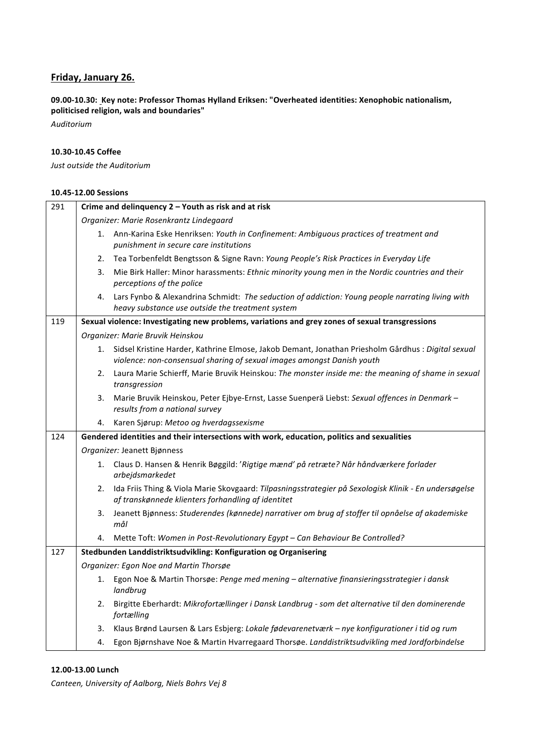## Friday, January 26.

**09.00-10.30: Key note: Professor Thomas Hylland Eriksen: "Overheated identities: Xenophobic nationalism, politicised religion, wals and boundaries"**

*Auditorium*

**10.30-10.45 Coffee**

*Just outside the Auditorium*

**10.45-12.00 Sessions**

| | |
|---|---|
| 291 | **Crime and delinquency 2 – Youth as risk and at risk**<br>*Organizer: Marie Rosenkrantz Lindegaard*<br>1. Ann-Karina Eske Henriksen: *Youth in Confinement: Ambiguous practices of treatment and punishment in secure care institutions*<br>2. Tea Torbenfeldt Bengtsson & Signe Ravn: *Young People's Risk Practices in Everyday Life*<br>3. Mie Birk Haller: Minor harassments: *Ethnic minority young men in the Nordic countries and their perceptions of the police*<br>4. Lars Fynbo & Alexandrina Schmidt: *The seduction of addiction: Young people narrating living with heavy substance use outside the treatment system* |
| 119 | **Sexual violence: Investigating new problems, variations and grey zones of sexual transgressions**<br>*Organizer: Marie Bruvik Heinskou*<br>1. Sidsel Kristine Harder, Kathrine Elmose, Jakob Demant, Jonathan Priesholm Gårdhus : *Digital sexual violence: non-consensual sharing of sexual images amongst Danish youth*<br>2. Laura Marie Schierff, Marie Bruvik Heinskou: *The monster inside me: the meaning of shame in sexual transgression*<br>3. Marie Bruvik Heinskou, Peter Ejbye-Ernst, Lasse Suenperä Liebst: *Sexual offences in Denmark – results from a national survey*<br>4. Karen Sjørup: *Metoo og hverdagssexisme* |
| 124 | **Gendered identities and their intersections with work, education, politics and sexualities**<br>*Organizer:* Jeanett Bjønness<br>1. Claus D. Hansen & Henrik Bøggild: *'Rigtige mænd' på retræte? Når håndværkere forlader arbejdsmarkedet*<br>2. Ida Friis Thing & Viola Marie Skovgaard: *Tilpasningsstrategier på Sexologisk Klinik - En undersøgelse af transkønnede klienters forhandling af identitet*<br>3. Jeanett Bjønness: *Studerendes (kønnede) narrativer om brug af stoffer til opnåelse af akademiske mål*<br>4. Mette Toft: *Women in Post-Revolutionary Egypt – Can Behaviour Be Controlled?* |
| 127 | **Stedbunden Landdistriktsudvikling: Konfiguration og Organisering**<br>*Organizer: Egon Noe and Martin Thorsøe*<br>1. Egon Noe & Martin Thorsøe: *Penge med mening – alternative finansieringsstrategier i dansk landbrug*<br>2. Birgitte Eberhardt: *Mikrofortællinger i Dansk Landbrug - som det alternative til den dominerende fortælling*<br>3. Klaus Brønd Laursen & Lars Esbjerg: *Lokale fødevarenetværk – nye konfigurationer i tid og rum*<br>4. Egon Bjørnshave Noe & Martin Hvarregaard Thorsøe. *Landdistriktsudvikling med Jordforbindelse* |

**12.00-13.00 Lunch**

*Canteen, University of Aalborg, Niels Bohrs Vej 8*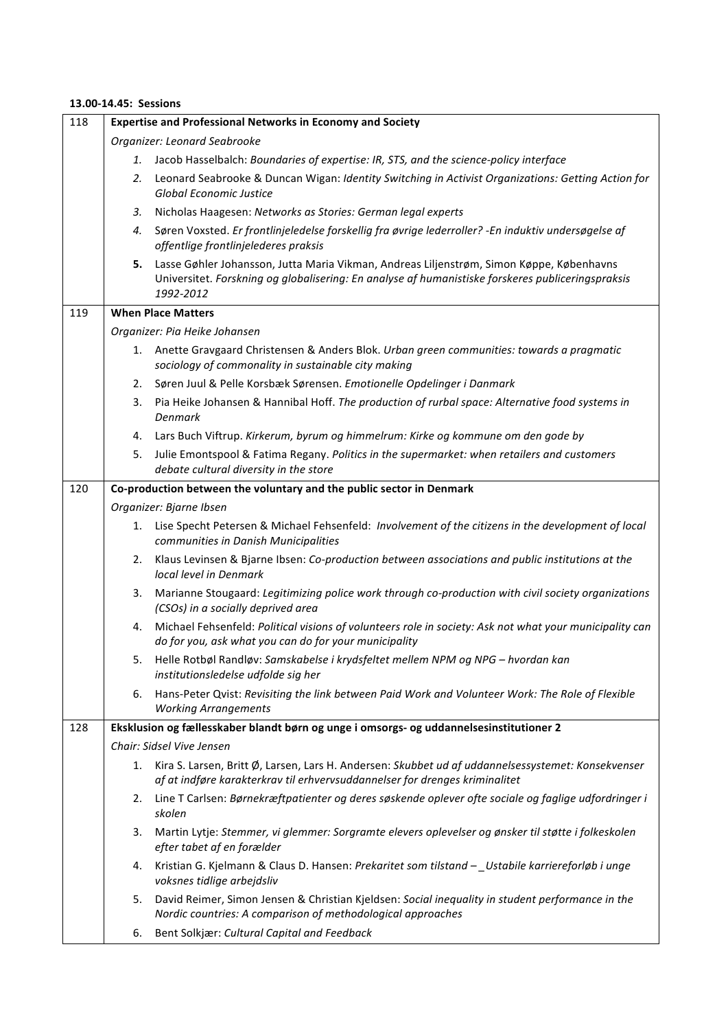**13.00-14.45: Sessions**

| | |
|---|---|
| 118 | **Expertise and Professional Networks in Economy and Society**<br>*Organizer: Leonard Seabrooke*<br>*1.* Jacob Hasselbalch: *Boundaries of expertise: IR, STS, and the science-policy interface*<br>*2.* Leonard Seabrooke & Duncan Wigan: *Identity Switching in Activist Organizations: Getting Action for Global Economic Justice*<br>*3.* Nicholas Haagesen: *Networks as Stories: German legal experts*<br>*4.* Søren Voxsted. *Er frontlinjeledelse forskellig fra øvrige lederroller? -En induktiv undersøgelse af offentlige frontlinjelederes praksis*<br>**5.** Lasse Gøhler Johansson, Jutta Maria Vikman, Andreas Liljenstrøm, Simon Køppe, Københavns Universitet. *Forskning og globalisering: En analyse af humanistiske forskeres publiceringspraksis 1992-2012* |
| 119 | **When Place Matters**<br>*Organizer: Pia Heike Johansen*<br>1. Anette Gravgaard Christensen & Anders Blok. *Urban green communities: towards a pragmatic sociology of commonality in sustainable city making*<br>2. Søren Juul & Pelle Korsbæk Sørensen. *Emotionelle Opdelinger i Danmark*<br>3. Pia Heike Johansen & Hannibal Hoff. *The production of rurbal space: Alternative food systems in Denmark*<br>4. Lars Buch Viftrup. *Kirkerum, byrum og himmelrum: Kirke og kommune om den gode by*<br>5. Julie Emontspool & Fatima Regany. *Politics in the supermarket: when retailers and customers debate cultural diversity in the store* |
| 120 | **Co-production between the voluntary and the public sector in Denmark**<br>*Organizer: Bjarne Ibsen*<br>1. Lise Specht Petersen & Michael Fehsenfeld: *Involvement of the citizens in the development of local communities in Danish Municipalities*<br>2. Klaus Levinsen & Bjarne Ibsen: *Co-production between associations and public institutions at the local level in Denmark*<br>3. Marianne Stougaard: *Legitimizing police work through co-production with civil society organizations (CSOs) in a socially deprived area*<br>4. Michael Fehsenfeld: *Political visions of volunteers role in society: Ask not what your municipality can do for you, ask what you can do for your municipality*<br>5. Helle Rotbøl Randløv: *Samskabelse i krydsfeltet mellem NPM og NPG – hvordan kan institutionsledelse udfolde sig her*<br>6. Hans-Peter Qvist: *Revisiting the link between Paid Work and Volunteer Work: The Role of Flexible Working Arrangements* |
| 128 | **Eksklusion og fællesskaber blandt børn og unge i omsorgs- og uddannelsesinstitutioner 2**<br>*Chair: Sidsel Vive Jensen*<br>1. Kira S. Larsen, Britt Ø, Larsen, Lars H. Andersen: *Skubbet ud af uddannelsessystemet: Konsekvenser af at indføre karakterkrav til erhvervsuddannelser for drenges kriminalitet*<br>2. Line T Carlsen: *Børnekræftpatienter og deres søskende oplever ofte sociale og faglige udfordringer i skolen*<br>3. Martin Lytje: *Stemmer, vi glemmer: Sorgramte elevers oplevelser og ønsker til støtte i folkeskolen efter tabet af en forælder*<br>4. Kristian G. Kjelmann & Claus D. Hansen: *Prekaritet som tilstand – _Ustabile karriereforløb i unge voksnes tidlige arbejdsliv*<br>5. David Reimer, Simon Jensen & Christian Kjeldsen: *Social inequality in student performance in the Nordic countries: A comparison of methodological approaches*<br>6. Bent Solkjær: *Cultural Capital and Feedback* |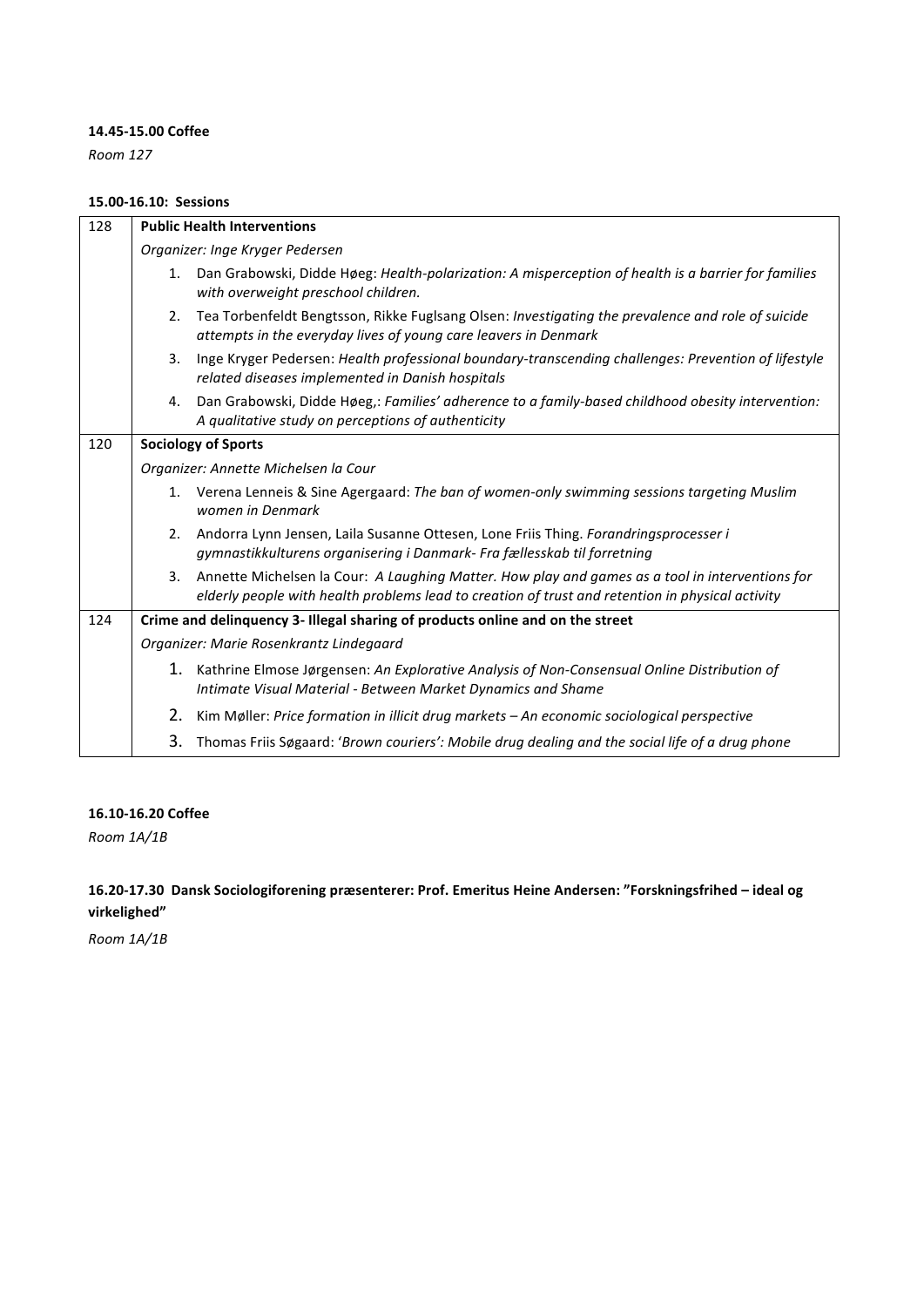**14.45-15.00 Coffee**

*Room 127*

**15.00-16.10: Sessions**

| | |
|---|---|
| 128 | **Public Health Interventions**<br>*Organizer: Inge Kryger Pedersen*<br>1. Dan Grabowski, Didde Høeg: *Health-polarization: A misperception of health is a barrier for families with overweight preschool children.*<br>2. Tea Torbenfeldt Bengtsson, Rikke Fuglsang Olsen: *Investigating the prevalence and role of suicide attempts in the everyday lives of young care leavers in Denmark*<br>3. Inge Kryger Pedersen: *Health professional boundary-transcending challenges: Prevention of lifestyle related diseases implemented in Danish hospitals*<br>4. Dan Grabowski, Didde Høeg,: *Families' adherence to a family-based childhood obesity intervention: A qualitative study on perceptions of authenticity* |
| 120 | **Sociology of Sports**<br>*Organizer: Annette Michelsen la Cour*<br>1. Verena Lenneis & Sine Agergaard: *The ban of women-only swimming sessions targeting Muslim women in Denmark*<br>2. Andorra Lynn Jensen, Laila Susanne Ottesen, Lone Friis Thing. *Forandringsprocesser i gymnastikkulturens organisering i Danmark- Fra fællesskab til forretning*<br>3. Annette Michelsen la Cour: *A Laughing Matter. How play and games as a tool in interventions for elderly people with health problems lead to creation of trust and retention in physical activity* |
| 124 | **Crime and delinquency 3- Illegal sharing of products online and on the street**<br>*Organizer: Marie Rosenkrantz Lindegaard*<br>1. Kathrine Elmose Jørgensen: *An Explorative Analysis of Non-Consensual Online Distribution of Intimate Visual Material - Between Market Dynamics and Shame*<br>2. Kim Møller: *Price formation in illicit drug markets – An economic sociological perspective*<br>3. Thomas Friis Søgaard: *'Brown couriers': Mobile drug dealing and the social life of a drug phone* |

**16.10-16.20 Coffee**

*Room 1A/1B*

**16.20-17.30 Dansk Sociologiforening præsenterer: Prof. Emeritus Heine Andersen: "Forskningsfrihed – ideal og virkelighed"**

*Room 1A/1B*